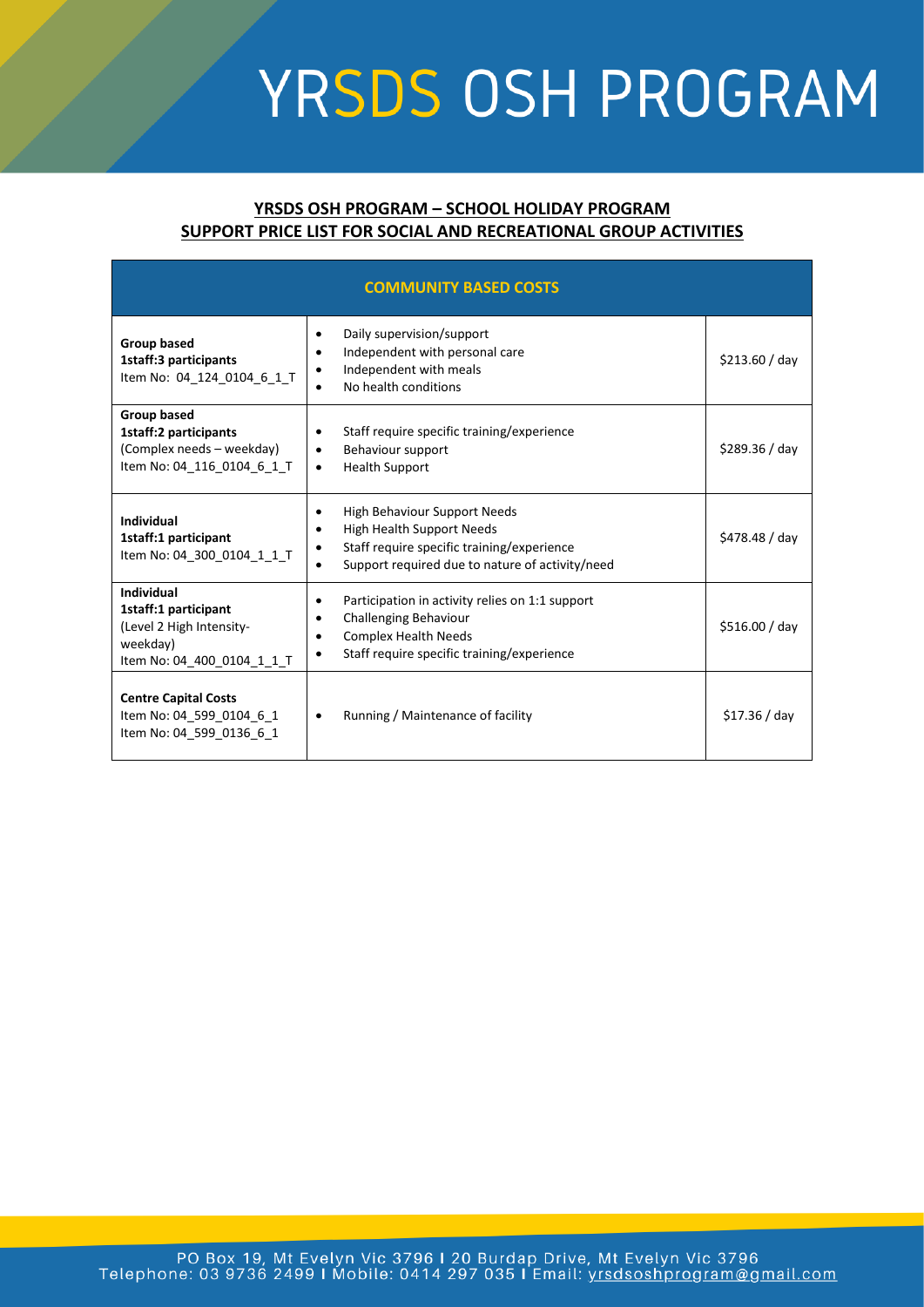# YRSDS OSH PROGRAM

**YRSDS OSH PROGRAM – SCHOOL HOLIDAY PROGRAM**
**SUPPORT PRICE LIST FOR SOCIAL AND RECREATIONAL GROUP ACTIVITIES**

| COMMUNITY BASED COSTS | | |
|---|---|---|
| **Group based**<br>**1staff:3 participants**<br>Item No: 04_124_0104_6_1_T | • Daily supervision/support<br>• Independent with personal care<br>• Independent with meals<br>• No health conditions | $213.60 / day |
| **Group based**<br>**1staff:2 participants**<br>(Complex needs – weekday)<br>Item No: 04_116_0104_6_1_T | • Staff require specific training/experience<br>• Behaviour support<br>• Health Support | $289.36 / day |
| **Individual**<br>**1staff:1 participant**<br>Item No: 04_300_0104_1_1_T | • High Behaviour Support Needs<br>• High Health Support Needs<br>• Staff require specific training/experience<br>• Support required due to nature of activity/need | $478.48 / day |
| **Individual**<br>**1staff:1 participant**<br>(Level 2 High Intensity-weekday)<br>Item No: 04_400_0104_1_1_T | • Participation in activity relies on 1:1 support<br>• Challenging Behaviour<br>• Complex Health Needs<br>• Staff require specific training/experience | $516.00 / day |
| **Centre Capital Costs**<br>Item No: 04_599_0104_6_1<br>Item No: 04_599_0136_6_1 | • Running / Maintenance of facility | $17.36 / day |

PO Box 19, Mt Evelyn Vic 3796 I 20 Burdap Drive, Mt Evelyn Vic 3796
Telephone: 03 9736 2499 I Mobile: 0414 297 035 I Email: yrsdsoshprogram@gmail.com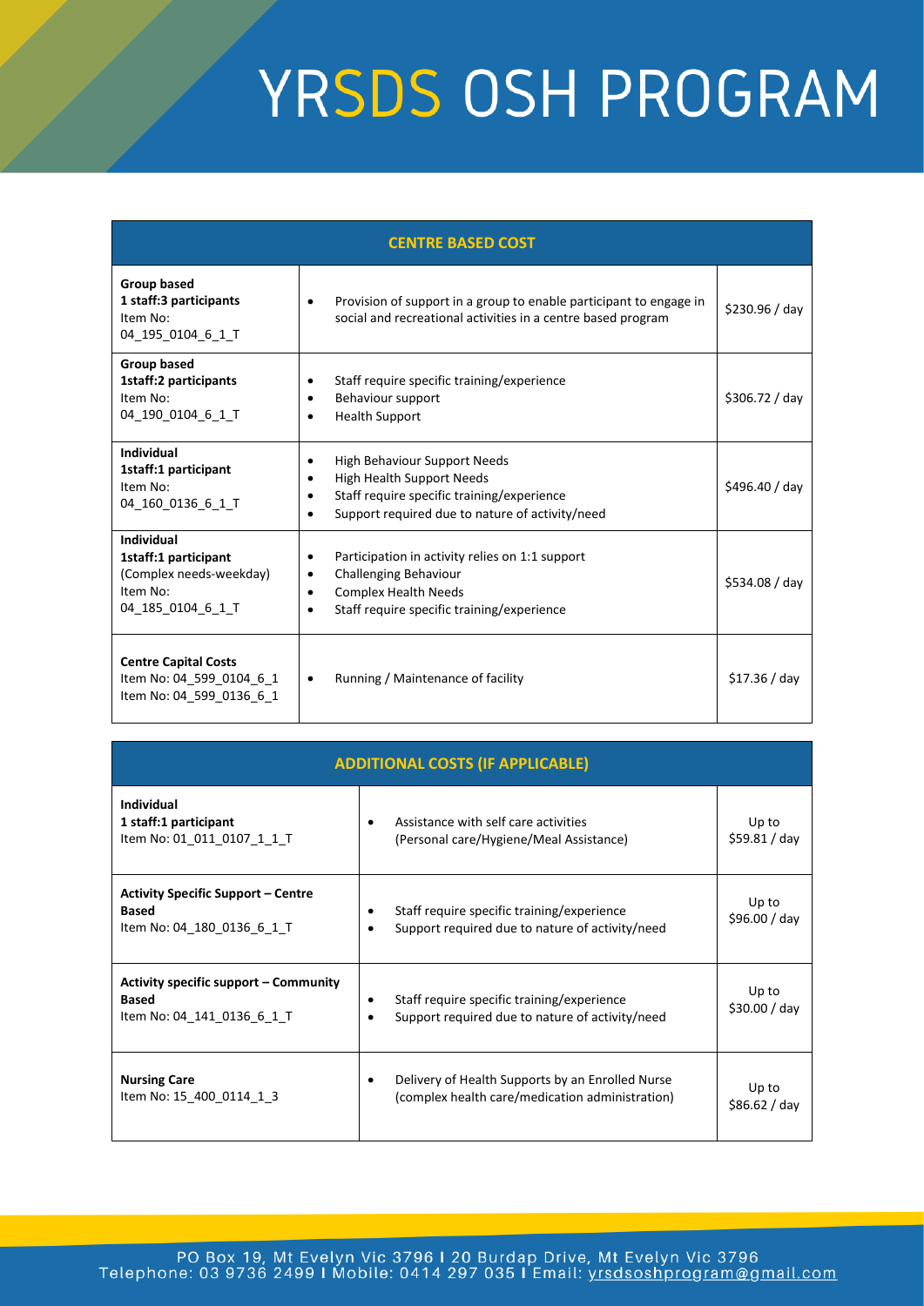# YRSDS OSH PROGRAM

| CENTRE BASED COST | | |
|---|---|---|
| **Group based**<br>**1 staff:3 participants**<br>Item No:<br>04_195_0104_6_1_T | • Provision of support in a group to enable participant to engage in social and recreational activities in a centre based program | $230.96 / day |
| **Group based**<br>**1staff:2 participants**<br>Item No:<br>04_190_0104_6_1_T | • Staff require specific training/experience<br>• Behaviour support<br>• Health Support | $306.72 / day |
| **Individual**<br>**1staff:1 participant**<br>Item No:<br>04_160_0136_6_1_T | • High Behaviour Support Needs<br>• High Health Support Needs<br>• Staff require specific training/experience<br>• Support required due to nature of activity/need | $496.40 / day |
| **Individual**<br>**1staff:1 participant**<br>(Complex needs-weekday)<br>Item No:<br>04_185_0104_6_1_T | • Participation in activity relies on 1:1 support<br>• Challenging Behaviour<br>• Complex Health Needs<br>• Staff require specific training/experience | $534.08 / day |
| **Centre Capital Costs**<br>Item No: 04_599_0104_6_1<br>Item No: 04_599_0136_6_1 | • Running / Maintenance of facility | $17.36 / day |

| ADDITIONAL COSTS (IF APPLICABLE) | | |
|---|---|---|
| **Individual**<br>**1 staff:1 participant**<br>Item No: 01_011_0107_1_1_T | • Assistance with self care activities (Personal care/Hygiene/Meal Assistance) | Up to $59.81 / day |
| **Activity Specific Support – Centre Based**<br>Item No: 04_180_0136_6_1_T | • Staff require specific training/experience<br>• Support required due to nature of activity/need | Up to $96.00 / day |
| **Activity specific support – Community Based**<br>Item No: 04_141_0136_6_1_T | • Staff require specific training/experience<br>• Support required due to nature of activity/need | Up to $30.00 / day |
| **Nursing Care**<br>Item No: 15_400_0114_1_3 | • Delivery of Health Supports by an Enrolled Nurse (complex health care/medication administration) | Up to $86.62 / day |

PO Box 19, Mt Evelyn Vic 3796 I 20 Burdap Drive, Mt Evelyn Vic 3796
Telephone: 03 9736 2499 I Mobile: 0414 297 035 I Email: yrsdsoshprogram@gmail.com